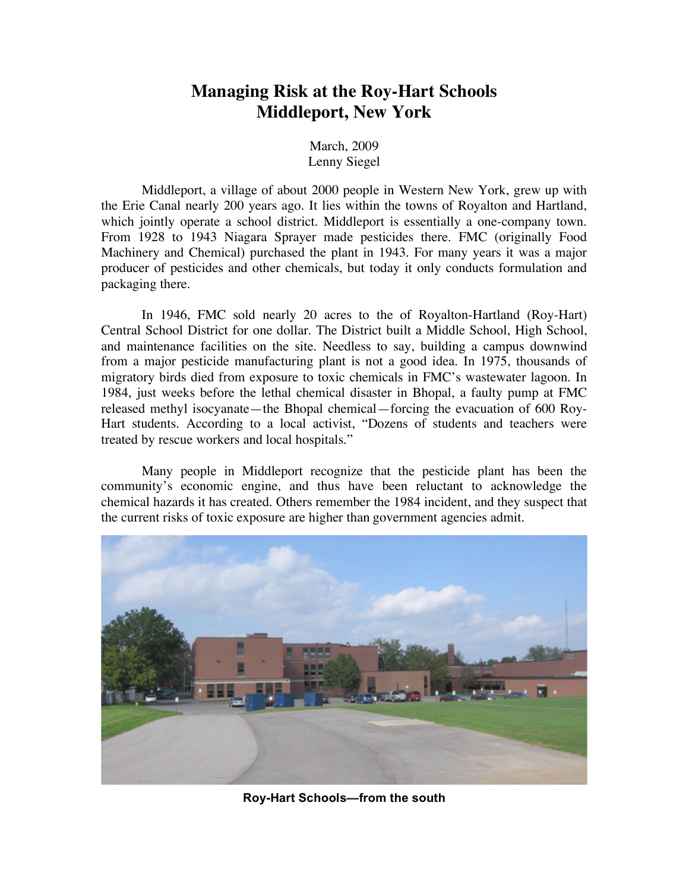# Managing Risk at the Roy-Hart Schools
# Middleport, New York

March, 2009
Lenny Siegel

Middleport, a village of about 2000 people in Western New York, grew up with the Erie Canal nearly 200 years ago. It lies within the towns of Royalton and Hartland, which jointly operate a school district. Middleport is essentially a one-company town. From 1928 to 1943 Niagara Sprayer made pesticides there. FMC (originally Food Machinery and Chemical) purchased the plant in 1943. For many years it was a major producer of pesticides and other chemicals, but today it only conducts formulation and packaging there.

In 1946, FMC sold nearly 20 acres to the of Royalton-Hartland (Roy-Hart) Central School District for one dollar. The District built a Middle School, High School, and maintenance facilities on the site. Needless to say, building a campus downwind from a major pesticide manufacturing plant is not a good idea. In 1975, thousands of migratory birds died from exposure to toxic chemicals in FMC's wastewater lagoon. In 1984, just weeks before the lethal chemical disaster in Bhopal, a faulty pump at FMC released methyl isocyanate—the Bhopal chemical—forcing the evacuation of 600 Roy-Hart students. According to a local activist, "Dozens of students and teachers were treated by rescue workers and local hospitals."

Many people in Middleport recognize that the pesticide plant has been the community's economic engine, and thus have been reluctant to acknowledge the chemical hazards it has created. Others remember the 1984 incident, and they suspect that the current risks of toxic exposure are higher than government agencies admit.

**Roy-Hart Schools—from the south**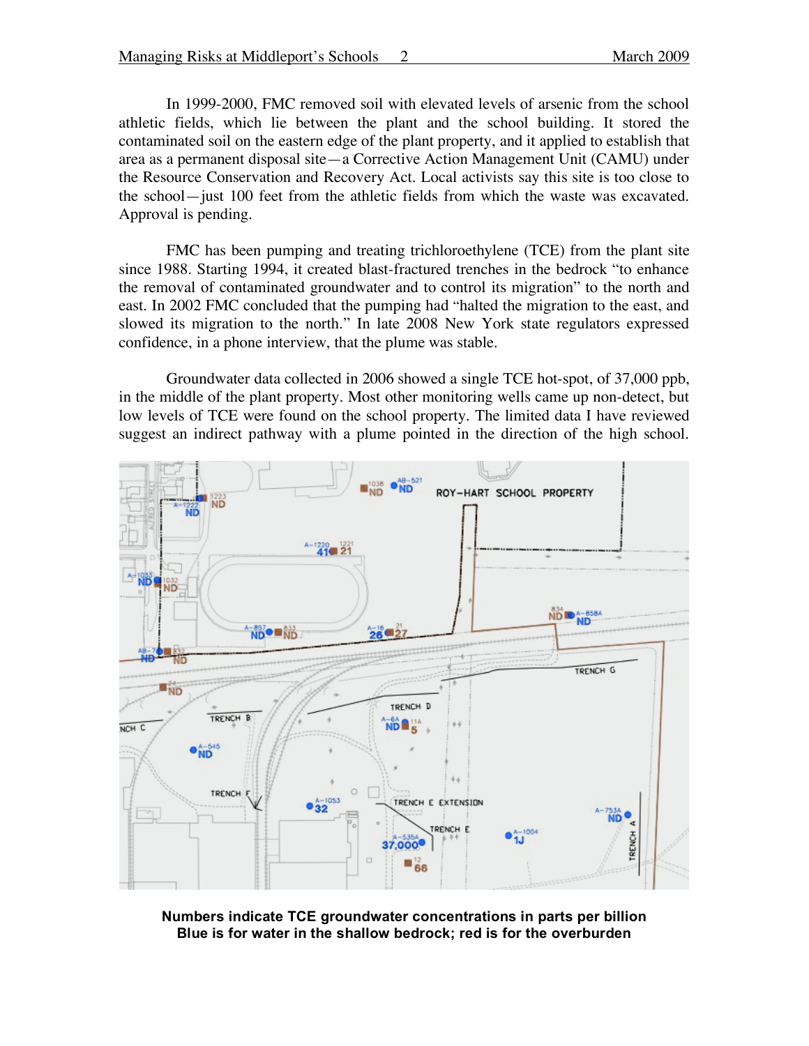In 1999-2000, FMC removed soil with elevated levels of arsenic from the school athletic fields, which lie between the plant and the school building. It stored the contaminated soil on the eastern edge of the plant property, and it applied to establish that area as a permanent disposal site—a Corrective Action Management Unit (CAMU) under the Resource Conservation and Recovery Act. Local activists say this site is too close to the school—just 100 feet from the athletic fields from which the waste was excavated. Approval is pending.

FMC has been pumping and treating trichloroethylene (TCE) from the plant site since 1988. Starting 1994, it created blast-fractured trenches in the bedrock "to enhance the removal of contaminated groundwater and to control its migration" to the north and east. In 2002 FMC concluded that the pumping had "halted the migration to the east, and slowed its migration to the north." In late 2008 New York state regulators expressed confidence, in a phone interview, that the plume was stable.

Groundwater data collected in 2006 showed a single TCE hot-spot, of 37,000 ppb, in the middle of the plant property. Most other monitoring wells came up non-detect, but low levels of TCE were found on the school property. The limited data I have reviewed suggest an indirect pathway with a plume pointed in the direction of the high school.

**Numbers indicate TCE groundwater concentrations in parts per billion**
**Blue is for water in the shallow bedrock; red is for the overburden**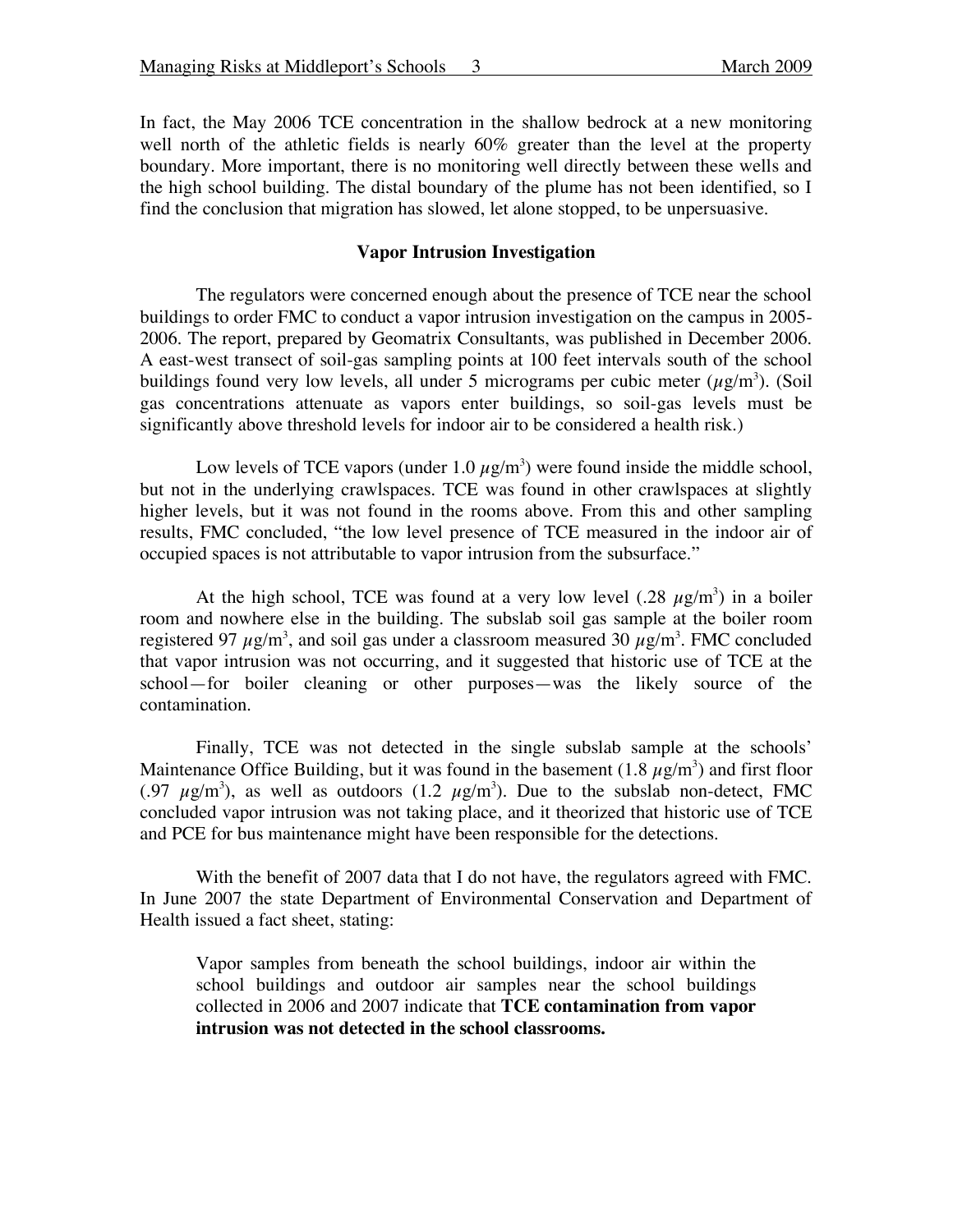In fact, the May 2006 TCE concentration in the shallow bedrock at a new monitoring well north of the athletic fields is nearly 60% greater than the level at the property boundary. More important, there is no monitoring well directly between these wells and the high school building. The distal boundary of the plume has not been identified, so I find the conclusion that migration has slowed, let alone stopped, to be unpersuasive.

### Vapor Intrusion Investigation

The regulators were concerned enough about the presence of TCE near the school buildings to order FMC to conduct a vapor intrusion investigation on the campus in 2005-2006. The report, prepared by Geomatrix Consultants, was published in December 2006. A east-west transect of soil-gas sampling points at 100 feet intervals south of the school buildings found very low levels, all under 5 micrograms per cubic meter ($\mu g/m^3$). (Soil gas concentrations attenuate as vapors enter buildings, so soil-gas levels must be significantly above threshold levels for indoor air to be considered a health risk.)

Low levels of TCE vapors (under 1.0 $\mu g/m^3$) were found inside the middle school, but not in the underlying crawlspaces. TCE was found in other crawlspaces at slightly higher levels, but it was not found in the rooms above. From this and other sampling results, FMC concluded, "the low level presence of TCE measured in the indoor air of occupied spaces is not attributable to vapor intrusion from the subsurface."

At the high school, TCE was found at a very low level (.28 $\mu g/m^3$) in a boiler room and nowhere else in the building. The subslab soil gas sample at the boiler room registered 97 $\mu g/m^3$, and soil gas under a classroom measured 30 $\mu g/m^3$. FMC concluded that vapor intrusion was not occurring, and it suggested that historic use of TCE at the school—for boiler cleaning or other purposes—was the likely source of the contamination.

Finally, TCE was not detected in the single subslab sample at the schools' Maintenance Office Building, but it was found in the basement (1.8 $\mu g/m^3$) and first floor (.97 $\mu g/m^3$), as well as outdoors (1.2 $\mu g/m^3$). Due to the subslab non-detect, FMC concluded vapor intrusion was not taking place, and it theorized that historic use of TCE and PCE for bus maintenance might have been responsible for the detections.

With the benefit of 2007 data that I do not have, the regulators agreed with FMC. In June 2007 the state Department of Environmental Conservation and Department of Health issued a fact sheet, stating:

> Vapor samples from beneath the school buildings, indoor air within the school buildings and outdoor air samples near the school buildings collected in 2006 and 2007 indicate that **TCE contamination from vapor intrusion was not detected in the school classrooms.**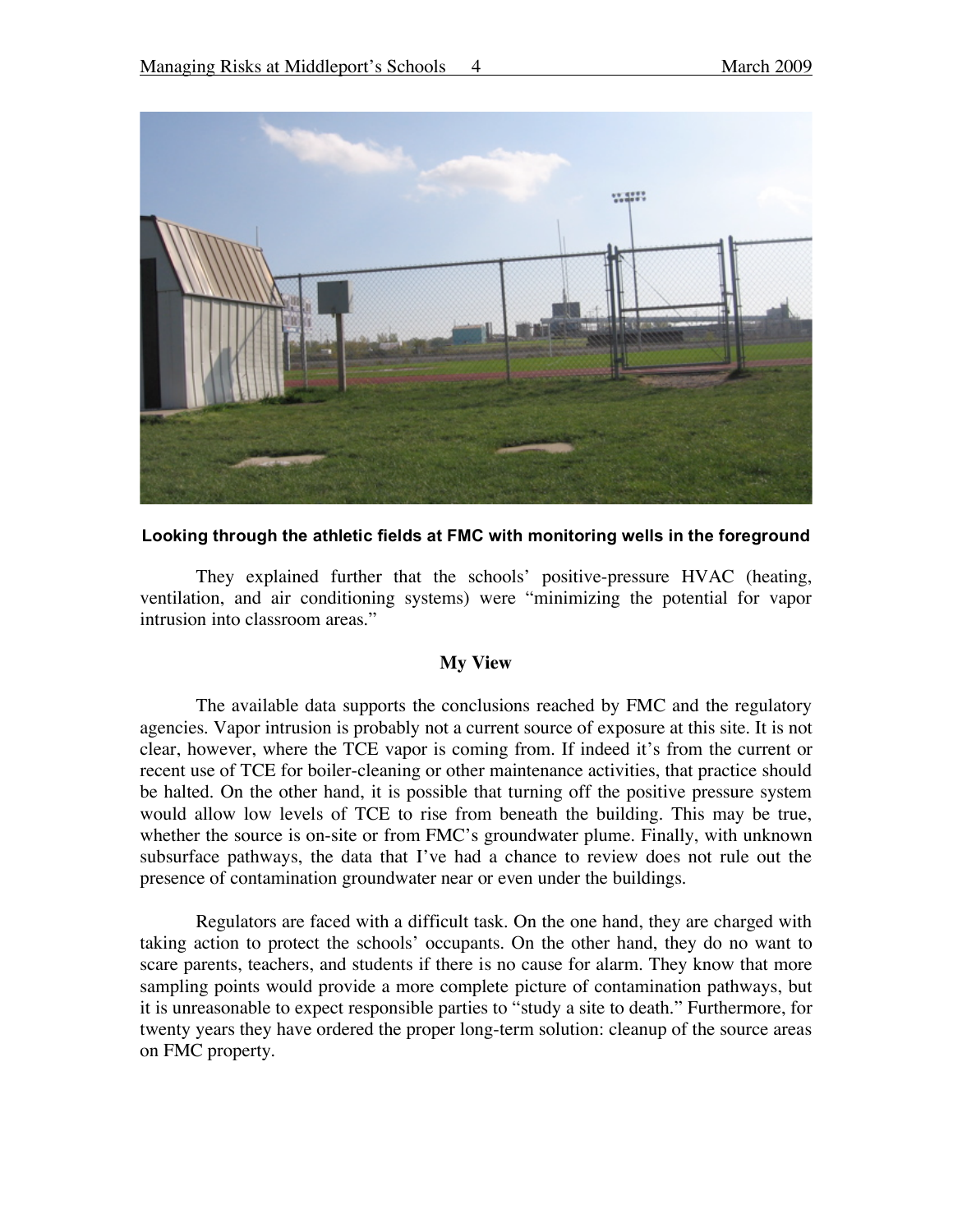**Looking through the athletic fields at FMC with monitoring wells in the foreground**

They explained further that the schools' positive-pressure HVAC (heating, ventilation, and air conditioning systems) were "minimizing the potential for vapor intrusion into classroom areas."

## My View

The available data supports the conclusions reached by FMC and the regulatory agencies. Vapor intrusion is probably not a current source of exposure at this site. It is not clear, however, where the TCE vapor is coming from. If indeed it's from the current or recent use of TCE for boiler-cleaning or other maintenance activities, that practice should be halted. On the other hand, it is possible that turning off the positive pressure system would allow low levels of TCE to rise from beneath the building. This may be true, whether the source is on-site or from FMC's groundwater plume. Finally, with unknown subsurface pathways, the data that I've had a chance to review does not rule out the presence of contamination groundwater near or even under the buildings.

Regulators are faced with a difficult task. On the one hand, they are charged with taking action to protect the schools' occupants. On the other hand, they do no want to scare parents, teachers, and students if there is no cause for alarm. They know that more sampling points would provide a more complete picture of contamination pathways, but it is unreasonable to expect responsible parties to "study a site to death." Furthermore, for twenty years they have ordered the proper long-term solution: cleanup of the source areas on FMC property.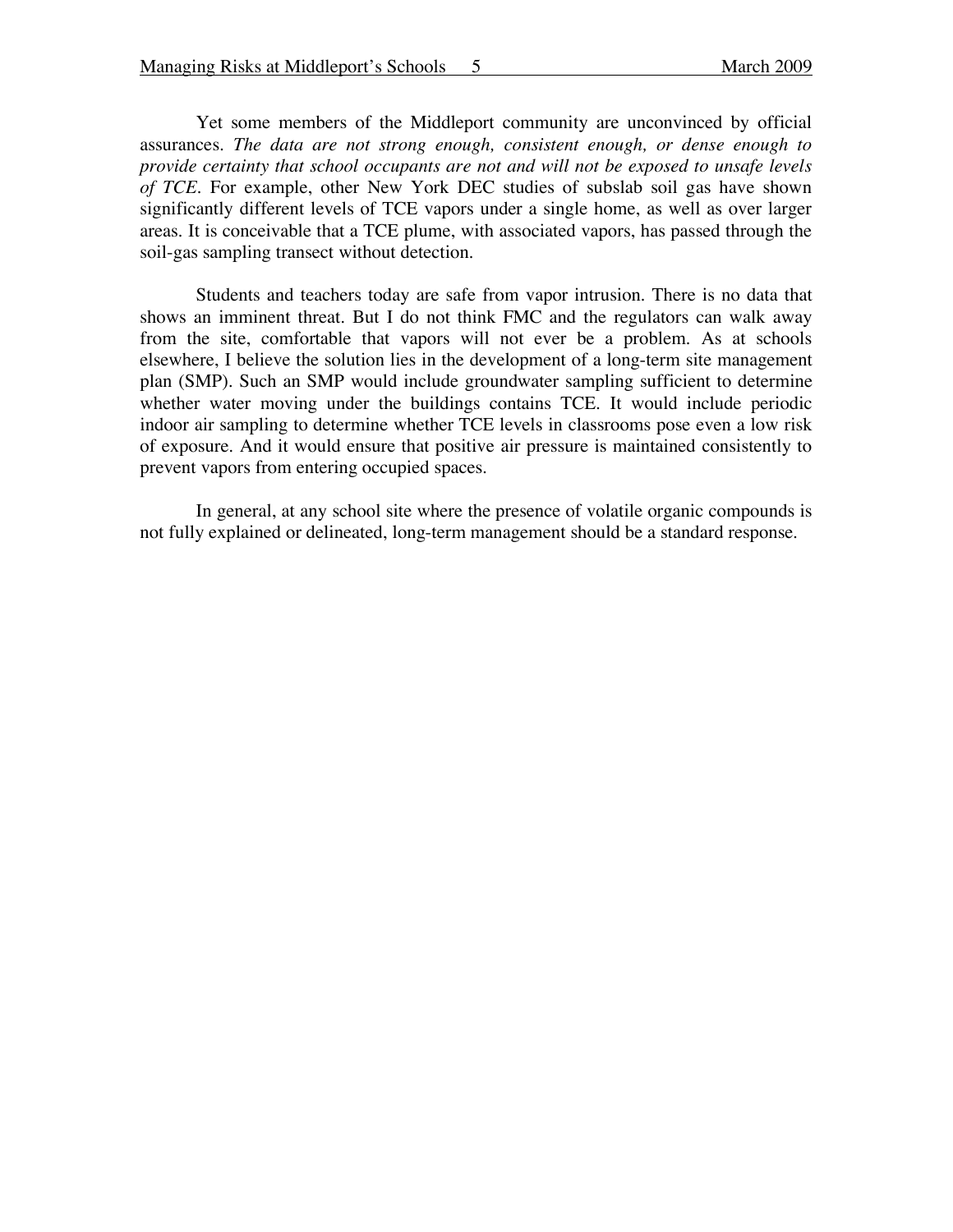Yet some members of the Middleport community are unconvinced by official assurances. *The data are not strong enough, consistent enough, or dense enough to provide certainty that school occupants are not and will not be exposed to unsafe levels of TCE*. For example, other New York DEC studies of subslab soil gas have shown significantly different levels of TCE vapors under a single home, as well as over larger areas. It is conceivable that a TCE plume, with associated vapors, has passed through the soil-gas sampling transect without detection.

Students and teachers today are safe from vapor intrusion. There is no data that shows an imminent threat. But I do not think FMC and the regulators can walk away from the site, comfortable that vapors will not ever be a problem. As at schools elsewhere, I believe the solution lies in the development of a long-term site management plan (SMP). Such an SMP would include groundwater sampling sufficient to determine whether water moving under the buildings contains TCE. It would include periodic indoor air sampling to determine whether TCE levels in classrooms pose even a low risk of exposure. And it would ensure that positive air pressure is maintained consistently to prevent vapors from entering occupied spaces.

In general, at any school site where the presence of volatile organic compounds is not fully explained or delineated, long-term management should be a standard response.